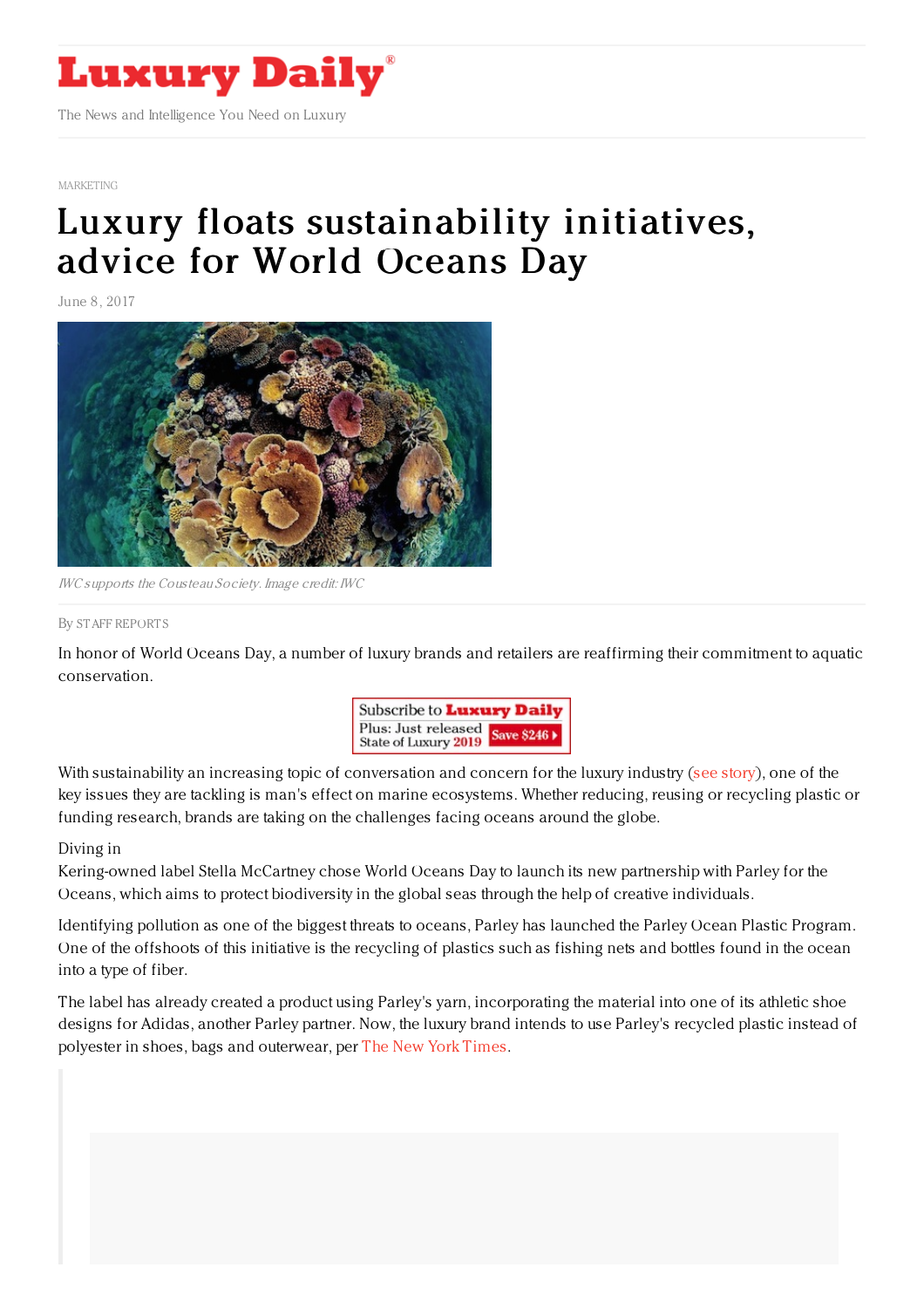MARKETING

# Luxury floats sustainability initiatives, advice for World Oceans Day

June 8, 2017

*IWC supports the Cousteau Society. Image credit: IWC*

By STAFF REPORTS

In honor of World Oceans Day, a number of luxury brands and retailers are reaffirming their commitment to aquatic conservation.

With sustainability an increasing topic of conversation and concern for the luxury industry (see story), one of the key issues they are tackling is man's effect on marine ecosystems. Whether reducing, reusing or recycling plastic or funding research, brands are taking on the challenges facing oceans around the globe.

Diving in

Kering-owned label Stella McCartney chose World Oceans Day to launch its new partnership with Parley for the Oceans, which aims to protect biodiversity in the global seas through the help of creative individuals.

Identifying pollution as one of the biggest threats to oceans, Parley has launched the Parley Ocean Plastic Program. One of the offshoots of this initiative is the recycling of plastics such as fishing nets and bottles found in the ocean into a type of fiber.

The label has already created a product using Parley's yarn, incorporating the material into one of its athletic shoe designs for Adidas, another Parley partner. Now, the luxury brand intends to use Parley's recycled plastic instead of polyester in shoes, bags and outerwear, per The New York Times.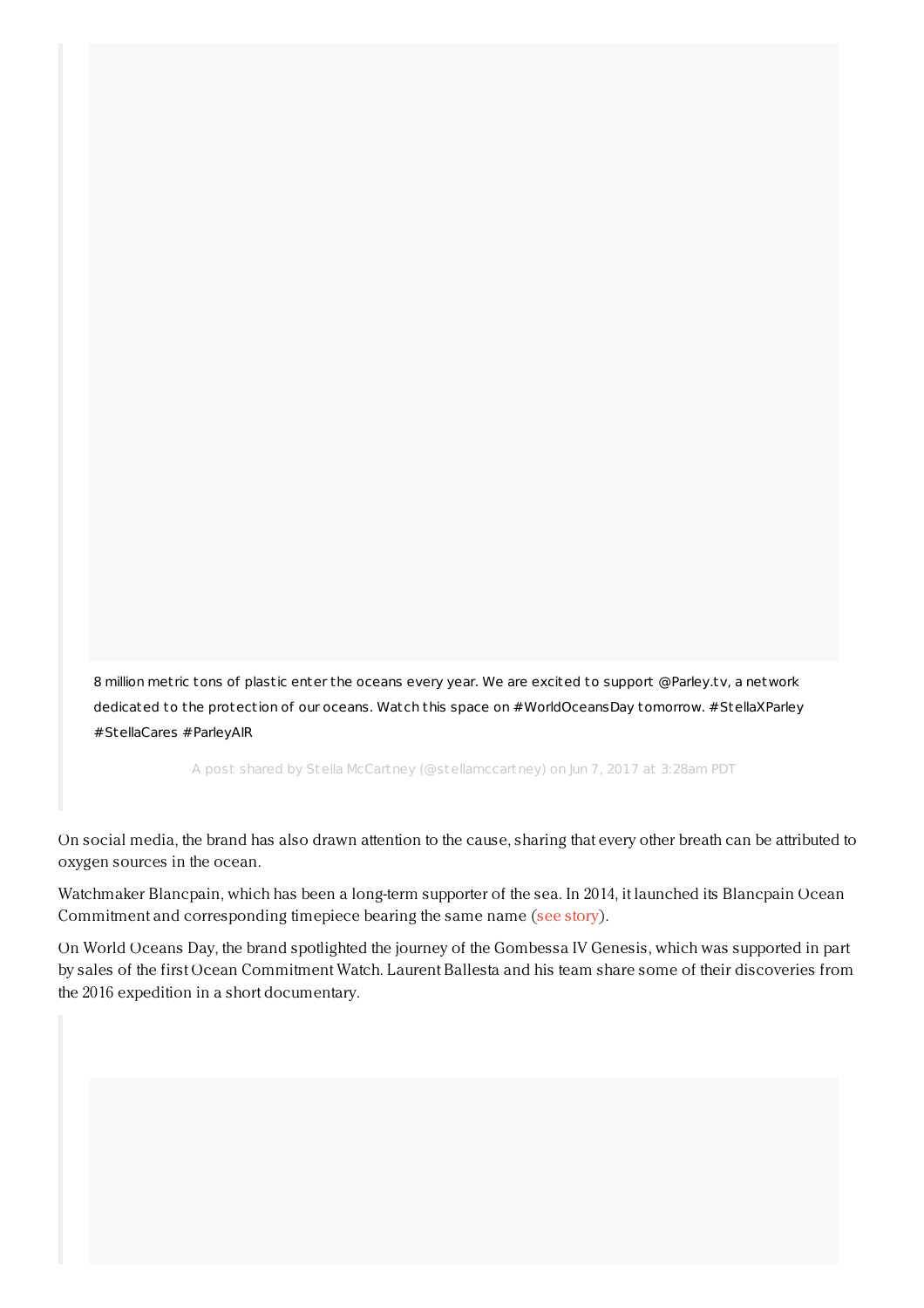8 million metric tons of plastic enter the oceans every year. We are excited to support @Parley.tv, a network dedicated to the protection of our oceans. Watch this space on #WorldOceansDay tomorrow. #StellaXParley #StellaCares #ParleyAIR

A post shared by Stella McCartney (@stellamccartney) on Jun 7, 2017 at 3:28am PDT

On social media, the brand has also drawn attention to the cause, sharing that every other breath can be attributed to oxygen sources in the ocean.

Watchmaker Blancpain, which has been a long-term supporter of the sea. In 2014, it launched its Blancpain Ocean Commitment and corresponding timepiece bearing the same name (see story).

On World Oceans Day, the brand spotlighted the journey of the Gombessa IV Genesis, which was supported in part by sales of the first Ocean Commitment Watch. Laurent Ballesta and his team share some of their discoveries from the 2016 expedition in a short documentary.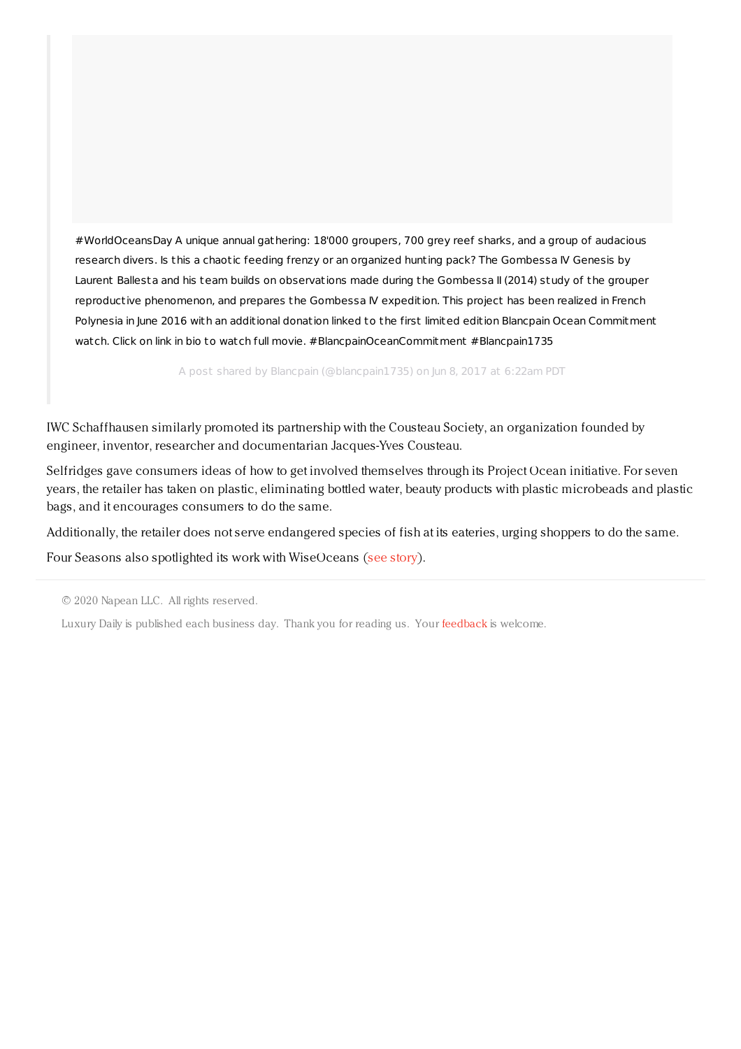> #WorldOceansDay A unique annual gathering: 18'000 groupers, 700 grey reef sharks, and a group of audacious research divers. Is this a chaotic feeding frenzy or an organized hunting pack? The Gombessa IV Genesis by Laurent Ballesta and his team builds on observations made during the Gombessa II (2014) study of the grouper reproductive phenomenon, and prepares the Gombessa IV expedition. This project has been realized in French Polynesia in June 2016 with an additional donation linked to the first limited edition Blancpain Ocean Commitment watch. Click on link in bio to watch full movie. #BlancpainOceanCommitment #Blancpain1735
>
> A post shared by Blancpain (@blancpain1735) on Jun 8, 2017 at 6:22am PDT

IWC Schaffhausen similarly promoted its partnership with the Cousteau Society, an organization founded by engineer, inventor, researcher and documentarian Jacques-Yves Cousteau.

Selfridges gave consumers ideas of how to get involved themselves through its Project Ocean initiative. For seven years, the retailer has taken on plastic, eliminating bottled water, beauty products with plastic microbeads and plastic bags, and it encourages consumers to do the same.

Additionally, the retailer does not serve endangered species of fish at its eateries, urging shoppers to do the same.

Four Seasons also spotlighted its work with WiseOceans (see story).

© 2020 Napean LLC. All rights reserved.

Luxury Daily is published each business day. Thank you for reading us. Your feedback is welcome.